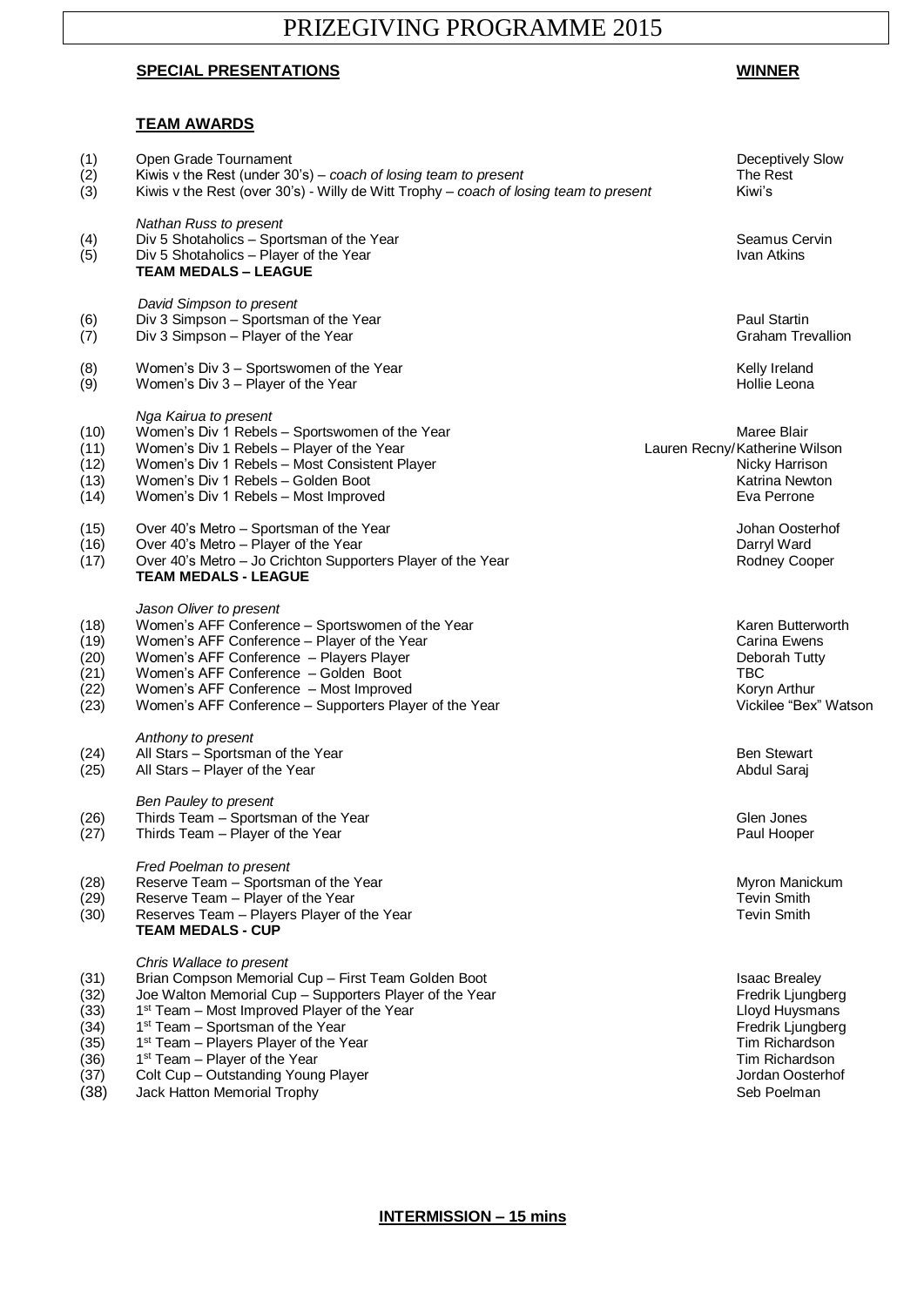# PRIZEGIVING PROGRAMME 2015

| | **SPECIAL PRESENTATIONS** | **WINNER** |
|---|---|---|
| | **TEAM AWARDS** | |
| (1) | Open Grade Tournament | Deceptively Slow |
| (2) | Kiwis v the Rest (under 30's) – *coach of losing team to present* | The Rest |
| (3) | Kiwis v the Rest (over 30's) - Willy de Witt Trophy – *coach of losing team to present* | Kiwi's |
| | *Nathan Russ to present* | |
| (4) | Div 5 Shotaholics – Sportsman of the Year | Seamus Cervin |
| (5) | Div 5 Shotaholics – Player of the Year | Ivan Atkins |
| | **TEAM MEDALS – LEAGUE** | |
| | *David Simpson to present* | |
| (6) | Div 3 Simpson – Sportsman of the Year | Paul Startin |
| (7) | Div 3 Simpson – Player of the Year | Graham Trevallion |
| (8) | Women's Div 3 – Sportswomen of the Year | Kelly Ireland |
| (9) | Women's Div 3 – Player of the Year | Hollie Leona |
| | *Nga Kairua to present* | |
| (10) | Women's Div 1 Rebels – Sportswomen of the Year | Maree Blair |
| (11) | Women's Div 1 Rebels – Player of the Year | Lauren Recny/Katherine Wilson |
| (12) | Women's Div 1 Rebels – Most Consistent Player | Nicky Harrison |
| (13) | Women's Div 1 Rebels – Golden Boot | Katrina Newton |
| (14) | Women's Div 1 Rebels – Most Improved | Eva Perrone |
| (15) | Over 40's Metro – Sportsman of the Year | Johan Oosterhof |
| (16) | Over 40's Metro – Player of the Year | Darryl Ward |
| (17) | Over 40's Metro – Jo Crichton Supporters Player of the Year | Rodney Cooper |
| | **TEAM MEDALS - LEAGUE** | |
| | *Jason Oliver to present* | |
| (18) | Women's AFF Conference – Sportswomen of the Year | Karen Butterworth |
| (19) | Women's AFF Conference – Player of the Year | Carina Ewens |
| (20) | Women's AFF Conference – Players Player | Deborah Tutty |
| (21) | Women's AFF Conference – Golden Boot | TBC |
| (22) | Women's AFF Conference – Most Improved | Koryn Arthur |
| (23) | Women's AFF Conference – Supporters Player of the Year | Vickilee "Bex" Watson |
| | *Anthony to present* | |
| (24) | All Stars – Sportsman of the Year | Ben Stewart |
| (25) | All Stars – Player of the Year | Abdul Saraj |
| | *Ben Pauley to present* | |
| (26) | Thirds Team – Sportsman of the Year | Glen Jones |
| (27) | Thirds Team – Player of the Year | Paul Hooper |
| | *Fred Poelman to present* | |
| (28) | Reserve Team – Sportsman of the Year | Myron Manickum |
| (29) | Reserve Team – Player of the Year | Tevin Smith |
| (30) | Reserves Team – Players Player of the Year | Tevin Smith |
| | **TEAM MEDALS - CUP** | |
| | *Chris Wallace to present* | |
| (31) | Brian Compson Memorial Cup – First Team Golden Boot | Isaac Brealey |
| (32) | Joe Walton Memorial Cup – Supporters Player of the Year | Fredrik Ljungberg |
| (33) | 1st Team – Most Improved Player of the Year | Lloyd Huysmans |
| (34) | 1st Team – Sportsman of the Year | Fredrik Ljungberg |
| (35) | 1st Team – Players Player of the Year | Tim Richardson |
| (36) | 1st Team – Player of the Year | Tim Richardson |
| (37) | Colt Cup – Outstanding Young Player | Jordan Oosterhof |
| (38) | Jack Hatton Memorial Trophy | Seb Poelman |

**INTERMISSION – 15 mins**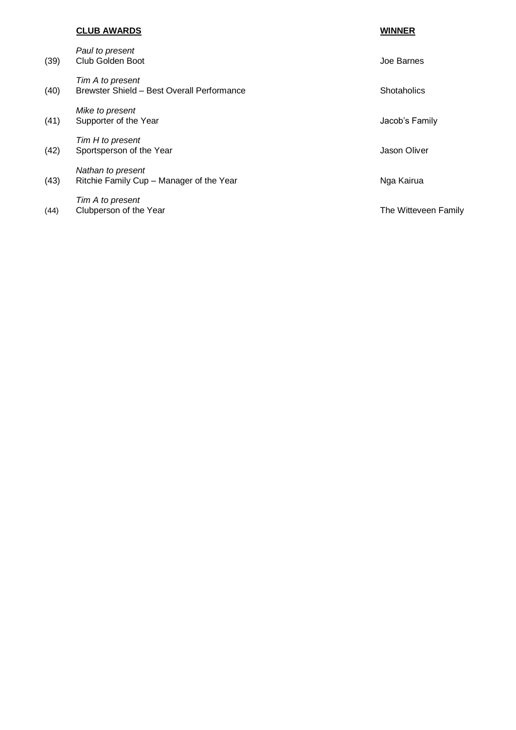| | CLUB AWARDS | WINNER |
|---|---|---|
| (39) | *Paul to present* Club Golden Boot | Joe Barnes |
| (40) | *Tim A to present* Brewster Shield – Best Overall Performance | Shotaholics |
| (41) | *Mike to present* Supporter of the Year | Jacob's Family |
| (42) | *Tim H to present* Sportsperson of the Year | Jason Oliver |
| (43) | *Nathan to present* Ritchie Family Cup – Manager of the Year | Nga Kairua |
| (44) | *Tim A to present* Clubperson of the Year | The Witteveen Family |